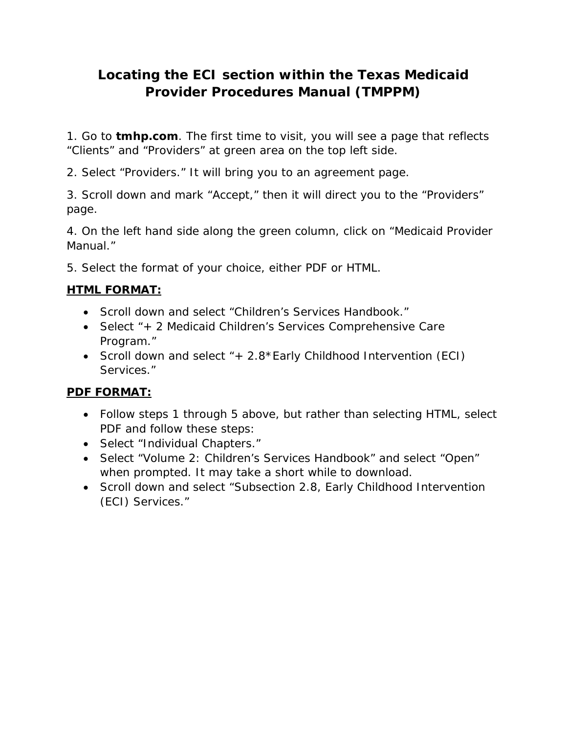# Locating the ECI section within the Texas Medicaid Provider Procedures Manual (TMPPM)

1. Go to **tmhp.com**. The first time to visit, you will see a page that reflects "Clients" and "Providers" at green area on the top left side.

2. Select "Providers." It will bring you to an agreement page.

3. Scroll down and mark "Accept," then it will direct you to the "Providers" page.

4. On the left hand side along the green column, click on "Medicaid Provider Manual."

5. Select the format of your choice, either PDF or HTML.

**HTML FORMAT:**

- Scroll down and select "Children's Services Handbook."
- Select "+ 2 Medicaid Children's Services Comprehensive Care Program."
- Scroll down and select "+ 2.8*Early Childhood Intervention (ECI) Services."

**PDF FORMAT:**

- Follow steps 1 through 5 above, but rather than selecting HTML, select PDF and follow these steps:
- Select "Individual Chapters."
- Select "Volume 2: Children's Services Handbook" and select "Open" when prompted. It may take a short while to download.
- Scroll down and select "Subsection 2.8, Early Childhood Intervention (ECI) Services."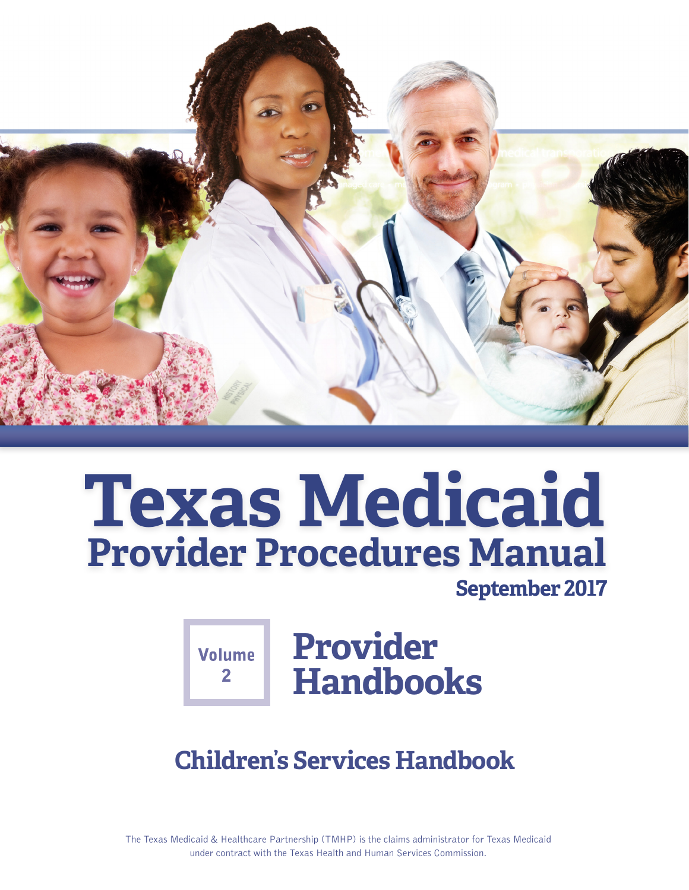# Texas Medicaid

## Provider Procedures Manual

**September 2017**

Volume 2

## Provider Handbooks

## Children's Services Handbook

The Texas Medicaid & Healthcare Partnership (TMHP) is the claims administrator for Texas Medicaid under contract with the Texas Health and Human Services Commission.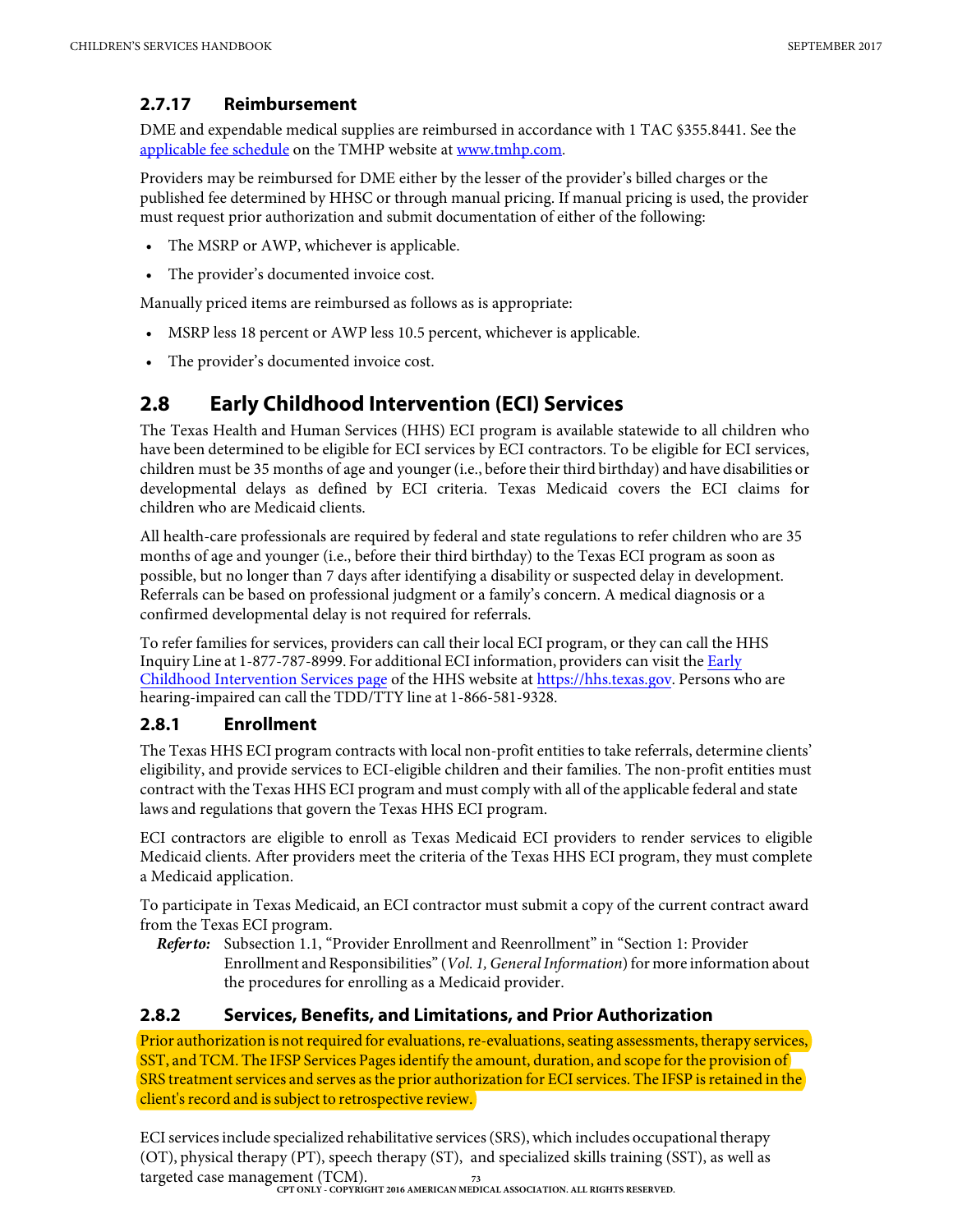### 2.7.17 Reimbursement

DME and expendable medical supplies are reimbursed in accordance with 1 TAC §355.8441. See the applicable fee schedule on the TMHP website at www.tmhp.com.

Providers may be reimbursed for DME either by the lesser of the provider's billed charges or the published fee determined by HHSC or through manual pricing. If manual pricing is used, the provider must request prior authorization and submit documentation of either of the following:

- The MSRP or AWP, whichever is applicable.
- The provider's documented invoice cost.

Manually priced items are reimbursed as follows as is appropriate:

- MSRP less 18 percent or AWP less 10.5 percent, whichever is applicable.
- The provider's documented invoice cost.

## 2.8 Early Childhood Intervention (ECI) Services

The Texas Health and Human Services (HHS) ECI program is available statewide to all children who have been determined to be eligible for ECI services by ECI contractors. To be eligible for ECI services, children must be 35 months of age and younger (i.e., before their third birthday) and have disabilities or developmental delays as defined by ECI criteria. Texas Medicaid covers the ECI claims for children who are Medicaid clients.

All health-care professionals are required by federal and state regulations to refer children who are 35 months of age and younger (i.e., before their third birthday) to the Texas ECI program as soon as possible, but no longer than 7 days after identifying a disability or suspected delay in development. Referrals can be based on professional judgment or a family's concern. A medical diagnosis or a confirmed developmental delay is not required for referrals.

To refer families for services, providers can call their local ECI program, or they can call the HHS Inquiry Line at 1-877-787-8999. For additional ECI information, providers can visit the Early Childhood Intervention Services page of the HHS website at https://hhs.texas.gov. Persons who are hearing-impaired can call the TDD/TTY line at 1-866-581-9328.

### 2.8.1 Enrollment

The Texas HHS ECI program contracts with local non-profit entities to take referrals, determine clients' eligibility, and provide services to ECI-eligible children and their families. The non-profit entities must contract with the Texas HHS ECI program and must comply with all of the applicable federal and state laws and regulations that govern the Texas HHS ECI program.

ECI contractors are eligible to enroll as Texas Medicaid ECI providers to render services to eligible Medicaid clients. After providers meet the criteria of the Texas HHS ECI program, they must complete a Medicaid application.

To participate in Texas Medicaid, an ECI contractor must submit a copy of the current contract award from the Texas ECI program.

***Refer to:*** Subsection 1.1, "Provider Enrollment and Reenrollment" in "Section 1: Provider Enrollment and Responsibilities" (*Vol. 1, General Information*) for more information about the procedures for enrolling as a Medicaid provider.

### 2.8.2 Services, Benefits, and Limitations, and Prior Authorization

Prior authorization is not required for evaluations, re-evaluations, seating assessments, therapy services, SST, and TCM. The IFSP Services Pages identify the amount, duration, and scope for the provision of SRS treatment services and serves as the prior authorization for ECI services. The IFSP is retained in the client's record and is subject to retrospective review.

ECI services include specialized rehabilitative services (SRS), which includes occupational therapy (OT), physical therapy (PT), speech therapy (ST), and specialized skills training (SST), as well as targeted case management (TCM).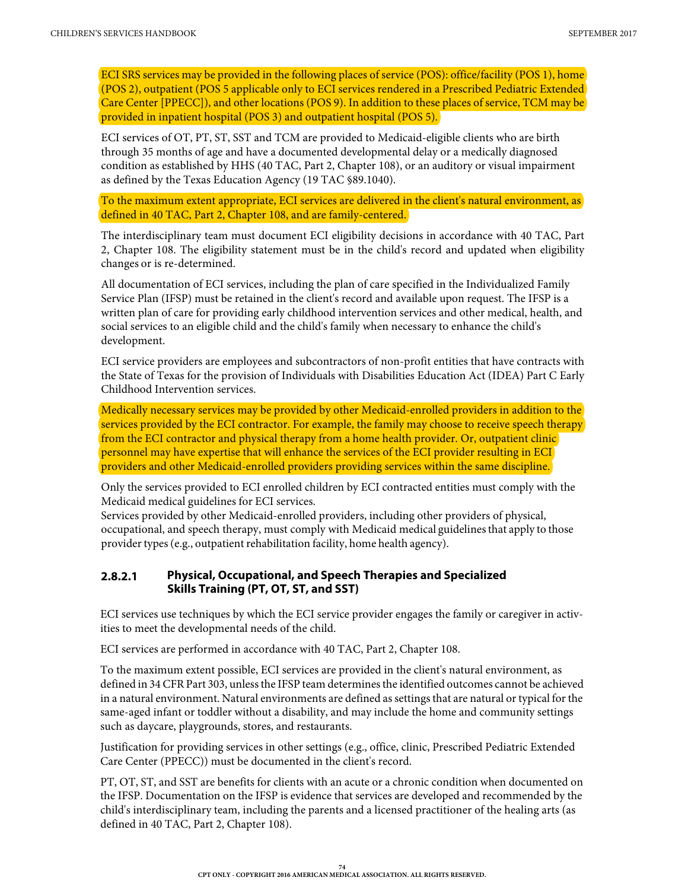ECI SRS services may be provided in the following places of service (POS): office/facility (POS 1), home (POS 2), outpatient (POS 5 applicable only to ECI services rendered in a Prescribed Pediatric Extended Care Center [PPECC]), and other locations (POS 9). In addition to these places of service, TCM may be provided in inpatient hospital (POS 3) and outpatient hospital (POS 5).

ECI services of OT, PT, ST, SST and TCM are provided to Medicaid-eligible clients who are birth through 35 months of age and have a documented developmental delay or a medically diagnosed condition as established by HHS (40 TAC, Part 2, Chapter 108), or an auditory or visual impairment as defined by the Texas Education Agency (19 TAC §89.1040).

To the maximum extent appropriate, ECI services are delivered in the client's natural environment, as defined in 40 TAC, Part 2, Chapter 108, and are family-centered.

The interdisciplinary team must document ECI eligibility decisions in accordance with 40 TAC, Part 2, Chapter 108. The eligibility statement must be in the child's record and updated when eligibility changes or is re-determined.

All documentation of ECI services, including the plan of care specified in the Individualized Family Service Plan (IFSP) must be retained in the client's record and available upon request. The IFSP is a written plan of care for providing early childhood intervention services and other medical, health, and social services to an eligible child and the child's family when necessary to enhance the child's development.

ECI service providers are employees and subcontractors of non-profit entities that have contracts with the State of Texas for the provision of Individuals with Disabilities Education Act (IDEA) Part C Early Childhood Intervention services.

Medically necessary services may be provided by other Medicaid-enrolled providers in addition to the services provided by the ECI contractor. For example, the family may choose to receive speech therapy from the ECI contractor and physical therapy from a home health provider. Or, outpatient clinic personnel may have expertise that will enhance the services of the ECI provider resulting in ECI providers and other Medicaid-enrolled providers providing services within the same discipline.

Only the services provided to ECI enrolled children by ECI contracted entities must comply with the Medicaid medical guidelines for ECI services.
Services provided by other Medicaid-enrolled providers, including other providers of physical, occupational, and speech therapy, must comply with Medicaid medical guidelines that apply to those provider types (e.g., outpatient rehabilitation facility, home health agency).

### 2.8.2.1 Physical, Occupational, and Speech Therapies and Specialized Skills Training (PT, OT, ST, and SST)

ECI services use techniques by which the ECI service provider engages the family or caregiver in activities to meet the developmental needs of the child.

ECI services are performed in accordance with 40 TAC, Part 2, Chapter 108.

To the maximum extent possible, ECI services are provided in the client's natural environment, as defined in 34 CFR Part 303, unless the IFSP team determines the identified outcomes cannot be achieved in a natural environment. Natural environments are defined as settings that are natural or typical for the same-aged infant or toddler without a disability, and may include the home and community settings such as daycare, playgrounds, stores, and restaurants.

Justification for providing services in other settings (e.g., office, clinic, Prescribed Pediatric Extended Care Center (PPECC)) must be documented in the client's record.

PT, OT, ST, and SST are benefits for clients with an acute or a chronic condition when documented on the IFSP. Documentation on the IFSP is evidence that services are developed and recommended by the child's interdisciplinary team, including the parents and a licensed practitioner of the healing arts (as defined in 40 TAC, Part 2, Chapter 108).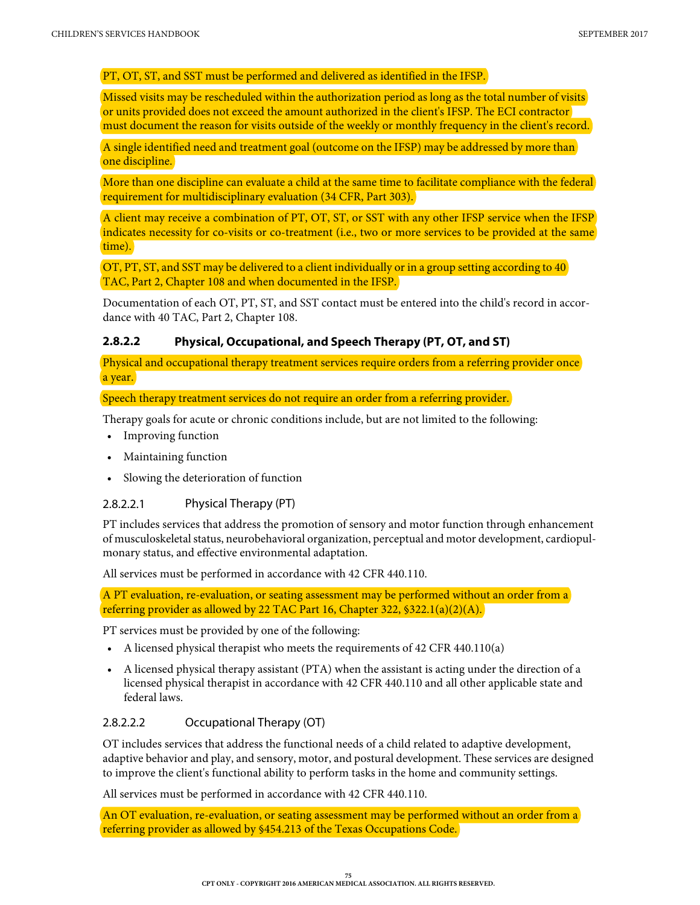PT, OT, ST, and SST must be performed and delivered as identified in the IFSP.

Missed visits may be rescheduled within the authorization period as long as the total number of visits or units provided does not exceed the amount authorized in the client's IFSP. The ECI contractor must document the reason for visits outside of the weekly or monthly frequency in the client's record.

A single identified need and treatment goal (outcome on the IFSP) may be addressed by more than one discipline.

More than one discipline can evaluate a child at the same time to facilitate compliance with the federal requirement for multidisciplinary evaluation (34 CFR, Part 303).

A client may receive a combination of PT, OT, ST, or SST with any other IFSP service when the IFSP indicates necessity for co-visits or co-treatment (i.e., two or more services to be provided at the same time).

OT, PT, ST, and SST may be delivered to a client individually or in a group setting according to 40 TAC, Part 2, Chapter 108 and when documented in the IFSP.

Documentation of each OT, PT, ST, and SST contact must be entered into the child's record in accordance with 40 TAC, Part 2, Chapter 108.

### 2.8.2.2 Physical, Occupational, and Speech Therapy (PT, OT, and ST)

Physical and occupational therapy treatment services require orders from a referring provider once a year.

Speech therapy treatment services do not require an order from a referring provider.

Therapy goals for acute or chronic conditions include, but are not limited to the following:

- Improving function
- Maintaining function
- Slowing the deterioration of function

#### 2.8.2.2.1 Physical Therapy (PT)

PT includes services that address the promotion of sensory and motor function through enhancement of musculoskeletal status, neurobehavioral organization, perceptual and motor development, cardiopulmonary status, and effective environmental adaptation.

All services must be performed in accordance with 42 CFR 440.110.

A PT evaluation, re-evaluation, or seating assessment may be performed without an order from a referring provider as allowed by 22 TAC Part 16, Chapter 322, §322.1(a)(2)(A).

PT services must be provided by one of the following:

- A licensed physical therapist who meets the requirements of 42 CFR 440.110(a)
- A licensed physical therapy assistant (PTA) when the assistant is acting under the direction of a licensed physical therapist in accordance with 42 CFR 440.110 and all other applicable state and federal laws.

#### 2.8.2.2.2 Occupational Therapy (OT)

OT includes services that address the functional needs of a child related to adaptive development, adaptive behavior and play, and sensory, motor, and postural development. These services are designed to improve the client's functional ability to perform tasks in the home and community settings.

All services must be performed in accordance with 42 CFR 440.110.

An OT evaluation, re-evaluation, or seating assessment may be performed without an order from a referring provider as allowed by §454.213 of the Texas Occupations Code.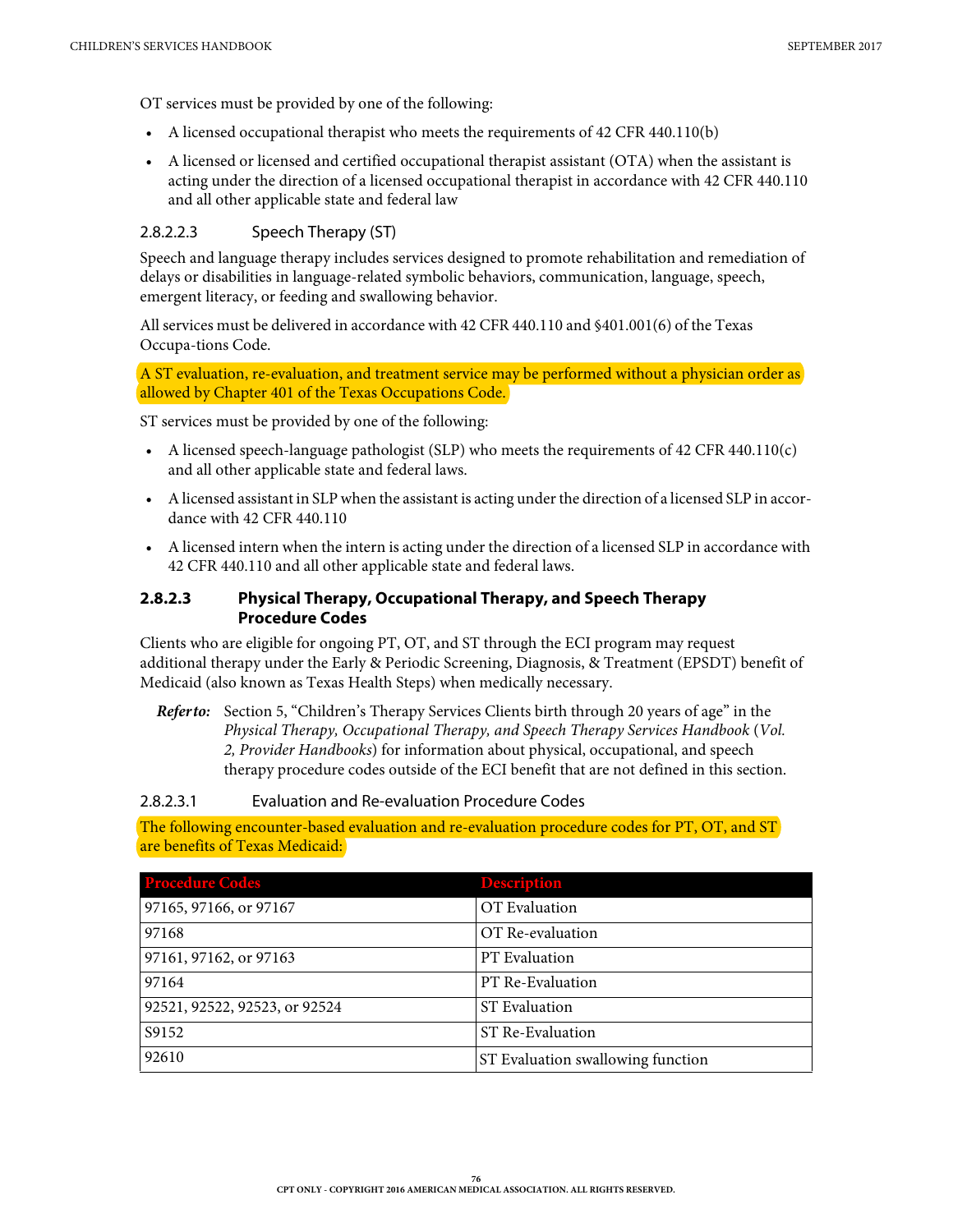OT services must be provided by one of the following:

- A licensed occupational therapist who meets the requirements of 42 CFR 440.110(b)
- A licensed or licensed and certified occupational therapist assistant (OTA) when the assistant is acting under the direction of a licensed occupational therapist in accordance with 42 CFR 440.110 and all other applicable state and federal law

#### 2.8.2.2.3 Speech Therapy (ST)

Speech and language therapy includes services designed to promote rehabilitation and remediation of delays or disabilities in language-related symbolic behaviors, communication, language, speech, emergent literacy, or feeding and swallowing behavior.

All services must be delivered in accordance with 42 CFR 440.110 and §401.001(6) of the Texas Occupa-tions Code.

A ST evaluation, re-evaluation, and treatment service may be performed without a physician order as allowed by Chapter 401 of the Texas Occupations Code.

ST services must be provided by one of the following:

- A licensed speech-language pathologist (SLP) who meets the requirements of 42 CFR 440.110(c) and all other applicable state and federal laws.
- A licensed assistant in SLP when the assistant is acting under the direction of a licensed SLP in accor-dance with 42 CFR 440.110
- A licensed intern when the intern is acting under the direction of a licensed SLP in accordance with 42 CFR 440.110 and all other applicable state and federal laws.

### 2.8.2.3 Physical Therapy, Occupational Therapy, and Speech Therapy Procedure Codes

Clients who are eligible for ongoing PT, OT, and ST through the ECI program may request additional therapy under the Early & Periodic Screening, Diagnosis, & Treatment (EPSDT) benefit of Medicaid (also known as Texas Health Steps) when medically necessary.

***Refer to:*** Section 5, "Children's Therapy Services Clients birth through 20 years of age" in the *Physical Therapy, Occupational Therapy, and Speech Therapy Services Handbook* (*Vol. 2, Provider Handbooks*) for information about physical, occupational, and speech therapy procedure codes outside of the ECI benefit that are not defined in this section.

#### 2.8.2.3.1 Evaluation and Re-evaluation Procedure Codes

The following encounter-based evaluation and re-evaluation procedure codes for PT, OT, and ST are benefits of Texas Medicaid:

| Procedure Codes | Description |
|---|---|
| 97165, 97166, or 97167 | OT Evaluation |
| 97168 | OT Re-evaluation |
| 97161, 97162, or 97163 | PT Evaluation |
| 97164 | PT Re-Evaluation |
| 92521, 92522, 92523, or 92524 | ST Evaluation |
| S9152 | ST Re-Evaluation |
| 92610 | ST Evaluation swallowing function |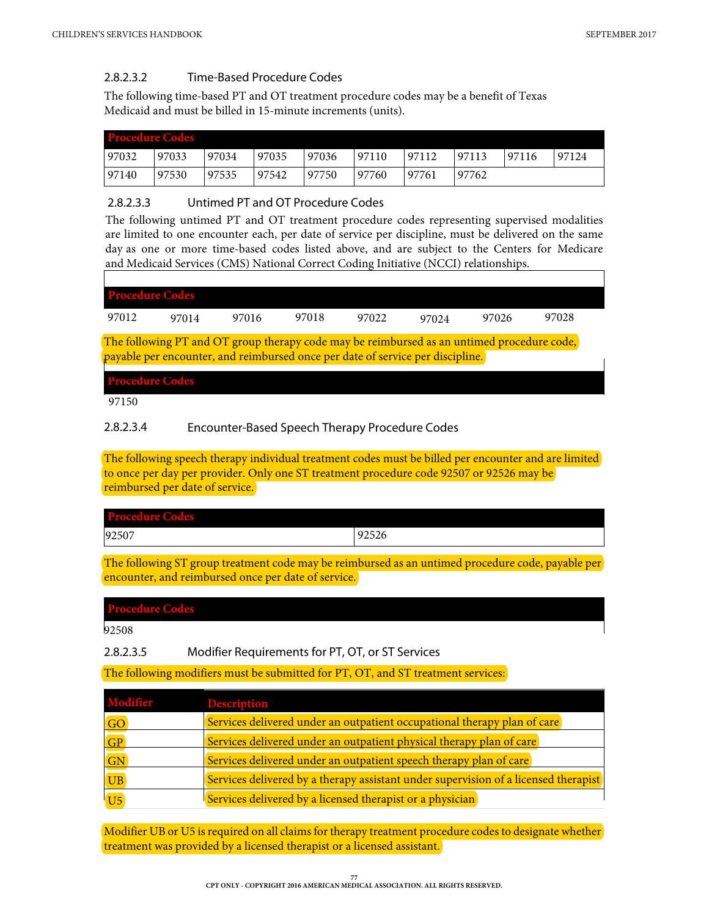### 2.8.2.3.2 Time-Based Procedure Codes

The following time-based PT and OT treatment procedure codes may be a benefit of Texas Medicaid and must be billed in 15-minute increments (units).

| Procedure Codes | | | | | | | | | |
|---|---|---|---|---|---|---|---|---|---|
| 97032 | 97033 | 97034 | 97035 | 97036 | 97110 | 97112 | 97113 | 97116 | 97124 |
| 97140 | 97530 | 97535 | 97542 | 97750 | 97760 | 97761 | 97762 | | |

### 2.8.2.3.3 Untimed PT and OT Procedure Codes

The following untimed PT and OT treatment procedure codes representing supervised modalities are limited to one encounter each, per date of service per discipline, must be delivered on the same day as one or more time-based codes listed above, and are subject to the Centers for Medicare and Medicaid Services (CMS) National Correct Coding Initiative (NCCI) relationships.

| Procedure Codes | | | | | | | |
|---|---|---|---|---|---|---|---|
| 97012 | 97014 | 97016 | 97018 | 97022 | 97024 | 97026 | 97028 |

The following PT and OT group therapy code may be reimbursed as an untimed procedure code, payable per encounter, and reimbursed once per date of service per discipline.

| Procedure Codes |
|---|
| 97150 |

### 2.8.2.3.4 Encounter-Based Speech Therapy Procedure Codes

The following speech therapy individual treatment codes must be billed per encounter and are limited to once per day per provider. Only one ST treatment procedure code 92507 or 92526 may be reimbursed per date of service.

| Procedure Codes | |
|---|---|
| 92507 | 92526 |

The following ST group treatment code may be reimbursed as an untimed procedure code, payable per encounter, and reimbursed once per date of service.

| Procedure Codes |
|---|
| 92508 |

### 2.8.2.3.5 Modifier Requirements for PT, OT, or ST Services

The following modifiers must be submitted for PT, OT, and ST treatment services:

| Modifier | Description |
|---|---|
| GO | Services delivered under an outpatient occupational therapy plan of care |
| GP | Services delivered under an outpatient physical therapy plan of care |
| GN | Services delivered under an outpatient speech therapy plan of care |
| UB | Services delivered by a therapy assistant under supervision of a licensed therapist |
| U5 | Services delivered by a licensed therapist or a physician |

Modifier UB or U5 is required on all claims for therapy treatment procedure codes to designate whether treatment was provided by a licensed therapist or a licensed assistant.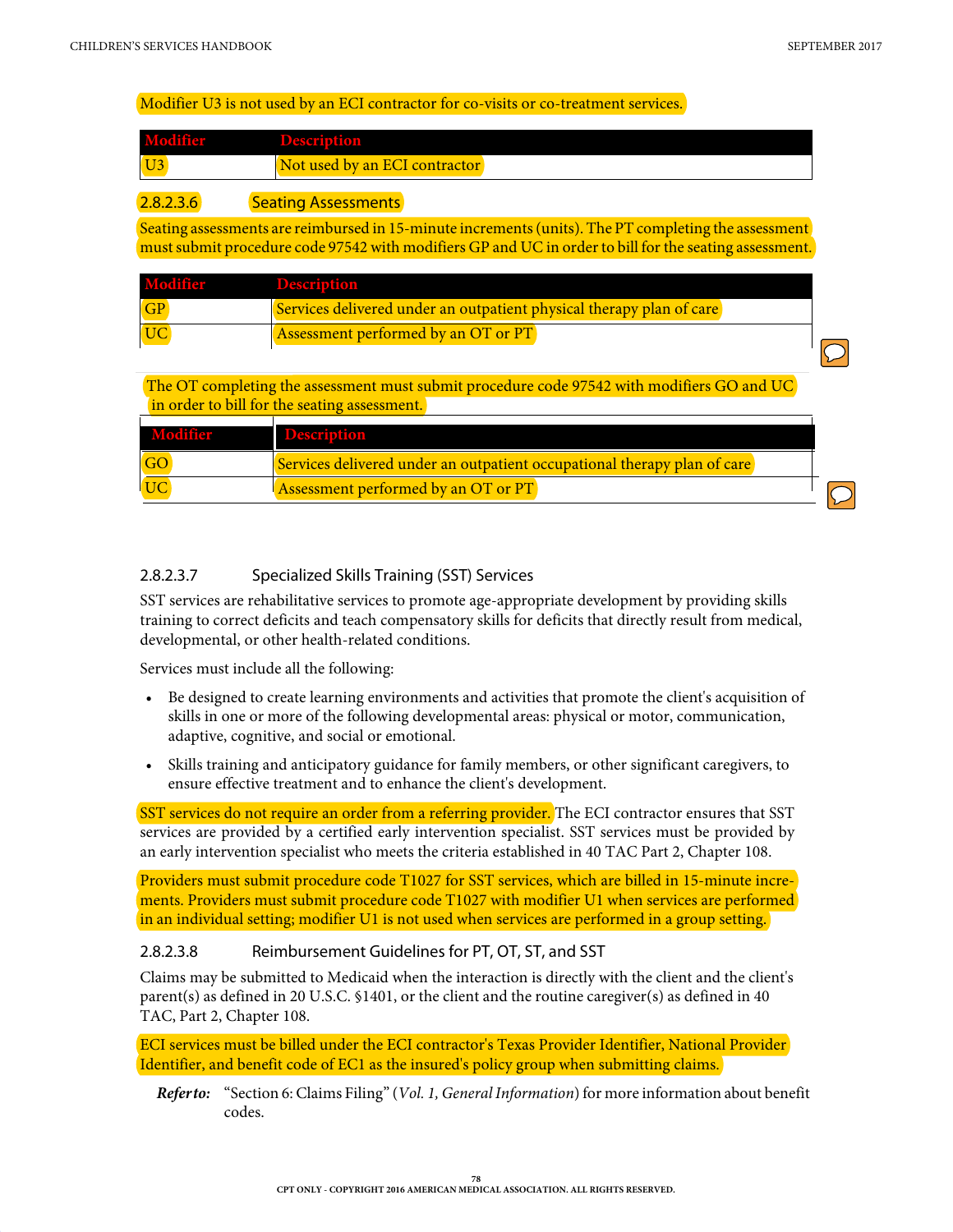Modifier U3 is not used by an ECI contractor for co-visits or co-treatment services.

| Modifier | Description |
| --- | --- |
| U3 | Not used by an ECI contractor |

#### 2.8.2.3.6 Seating Assessments

Seating assessments are reimbursed in 15-minute increments (units). The PT completing the assessment must submit procedure code 97542 with modifiers GP and UC in order to bill for the seating assessment.

| Modifier | Description |
| --- | --- |
| GP | Services delivered under an outpatient physical therapy plan of care |
| UC | Assessment performed by an OT or PT |

The OT completing the assessment must submit procedure code 97542 with modifiers GO and UC in order to bill for the seating assessment.

| Modifier | Description |
| --- | --- |
| GO | Services delivered under an outpatient occupational therapy plan of care |
| UC | Assessment performed by an OT or PT |

#### 2.8.2.3.7 Specialized Skills Training (SST) Services

SST services are rehabilitative services to promote age-appropriate development by providing skills training to correct deficits and teach compensatory skills for deficits that directly result from medical, developmental, or other health-related conditions.

Services must include all the following:

- Be designed to create learning environments and activities that promote the client's acquisition of skills in one or more of the following developmental areas: physical or motor, communication, adaptive, cognitive, and social or emotional.
- Skills training and anticipatory guidance for family members, or other significant caregivers, to ensure effective treatment and to enhance the client's development.

SST services do not require an order from a referring provider. The ECI contractor ensures that SST services are provided by a certified early intervention specialist. SST services must be provided by an early intervention specialist who meets the criteria established in 40 TAC Part 2, Chapter 108.

Providers must submit procedure code T1027 for SST services, which are billed in 15-minute increments. Providers must submit procedure code T1027 with modifier U1 when services are performed in an individual setting; modifier U1 is not used when services are performed in a group setting.

#### 2.8.2.3.8 Reimbursement Guidelines for PT, OT, ST, and SST

Claims may be submitted to Medicaid when the interaction is directly with the client and the client's parent(s) as defined in 20 U.S.C. §1401, or the client and the routine caregiver(s) as defined in 40 TAC, Part 2, Chapter 108.

ECI services must be billed under the ECI contractor's Texas Provider Identifier, National Provider Identifier, and benefit code of EC1 as the insured's policy group when submitting claims.

***Refer to:*** "Section 6: Claims Filing" (*Vol. 1, General Information*) for more information about benefit codes.

CPT ONLY - COPYRIGHT 2016 AMERICAN MEDICAL ASSOCIATION. ALL RIGHTS RESERVED.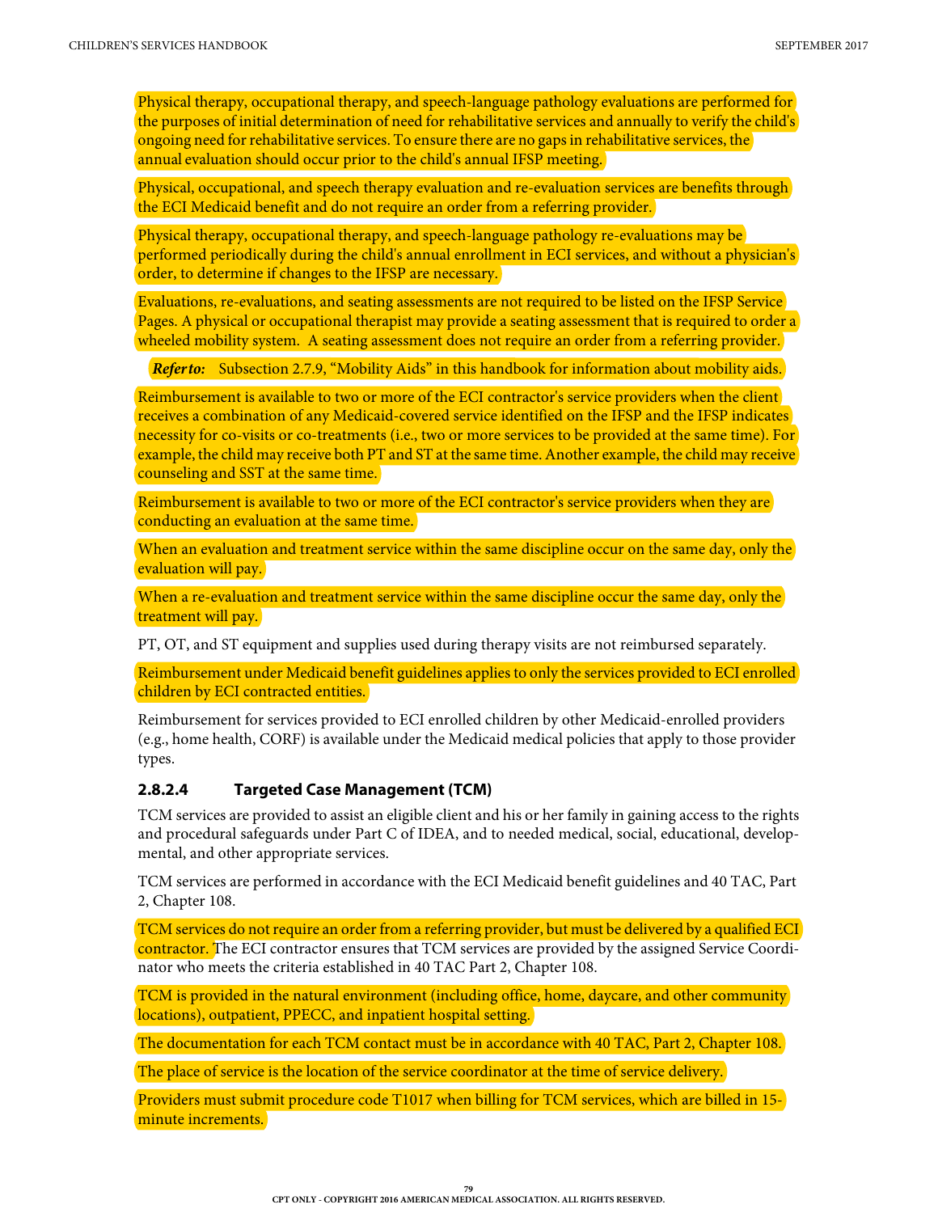Physical therapy, occupational therapy, and speech-language pathology evaluations are performed for the purposes of initial determination of need for rehabilitative services and annually to verify the child's ongoing need for rehabilitative services. To ensure there are no gaps in rehabilitative services, the annual evaluation should occur prior to the child's annual IFSP meeting.

Physical, occupational, and speech therapy evaluation and re-evaluation services are benefits through the ECI Medicaid benefit and do not require an order from a referring provider.

Physical therapy, occupational therapy, and speech-language pathology re-evaluations may be performed periodically during the child's annual enrollment in ECI services, and without a physician's order, to determine if changes to the IFSP are necessary.

Evaluations, re-evaluations, and seating assessments are not required to be listed on the IFSP Service Pages. A physical or occupational therapist may provide a seating assessment that is required to order a wheeled mobility system. A seating assessment does not require an order from a referring provider.

***Refer to:*** Subsection 2.7.9, "Mobility Aids" in this handbook for information about mobility aids.

Reimbursement is available to two or more of the ECI contractor's service providers when the client receives a combination of any Medicaid-covered service identified on the IFSP and the IFSP indicates necessity for co-visits or co-treatments (i.e., two or more services to be provided at the same time). For example, the child may receive both PT and ST at the same time. Another example, the child may receive counseling and SST at the same time.

Reimbursement is available to two or more of the ECI contractor's service providers when they are conducting an evaluation at the same time.

When an evaluation and treatment service within the same discipline occur on the same day, only the evaluation will pay.

When a re-evaluation and treatment service within the same discipline occur the same day, only the treatment will pay.

PT, OT, and ST equipment and supplies used during therapy visits are not reimbursed separately.

Reimbursement under Medicaid benefit guidelines applies to only the services provided to ECI enrolled children by ECI contracted entities.

Reimbursement for services provided to ECI enrolled children by other Medicaid-enrolled providers (e.g., home health, CORF) is available under the Medicaid medical policies that apply to those provider types.

### 2.8.2.4 Targeted Case Management (TCM)

TCM services are provided to assist an eligible client and his or her family in gaining access to the rights and procedural safeguards under Part C of IDEA, and to needed medical, social, educational, developmental, and other appropriate services.

TCM services are performed in accordance with the ECI Medicaid benefit guidelines and 40 TAC, Part 2, Chapter 108.

TCM services do not require an order from a referring provider, but must be delivered by a qualified ECI contractor. The ECI contractor ensures that TCM services are provided by the assigned Service Coordinator who meets the criteria established in 40 TAC Part 2, Chapter 108.

TCM is provided in the natural environment (including office, home, daycare, and other community locations), outpatient, PPECC, and inpatient hospital setting.

The documentation for each TCM contact must be in accordance with 40 TAC, Part 2, Chapter 108.

The place of service is the location of the service coordinator at the time of service delivery.

Providers must submit procedure code T1017 when billing for TCM services, which are billed in 15-minute increments.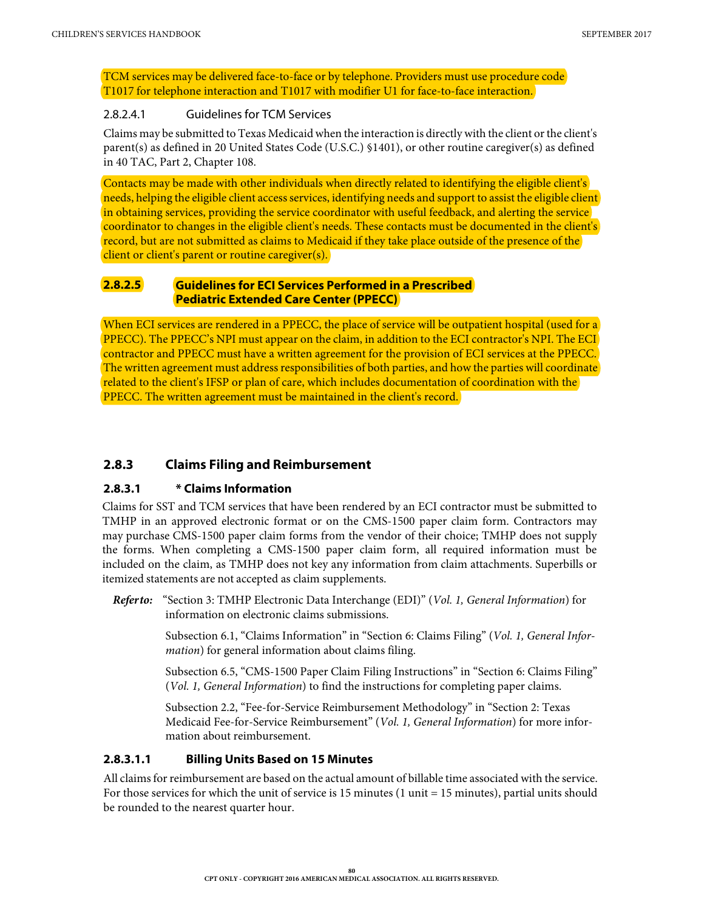TCM services may be delivered face-to-face or by telephone. Providers must use procedure code T1017 for telephone interaction and T1017 with modifier U1 for face-to-face interaction.

#### 2.8.2.4.1 Guidelines for TCM Services

Claims may be submitted to Texas Medicaid when the interaction is directly with the client or the client's parent(s) as defined in 20 United States Code (U.S.C.) §1401), or other routine caregiver(s) as defined in 40 TAC, Part 2, Chapter 108.

Contacts may be made with other individuals when directly related to identifying the eligible client's needs, helping the eligible client access services, identifying needs and support to assist the eligible client in obtaining services, providing the service coordinator with useful feedback, and alerting the service coordinator to changes in the eligible client's needs. These contacts must be documented in the client's record, but are not submitted as claims to Medicaid if they take place outside of the presence of the client or client's parent or routine caregiver(s).

### 2.8.2.5 Guidelines for ECI Services Performed in a Prescribed Pediatric Extended Care Center (PPECC)

When ECI services are rendered in a PPECC, the place of service will be outpatient hospital (used for a PPECC). The PPECC's NPI must appear on the claim, in addition to the ECI contractor's NPI. The ECI contractor and PPECC must have a written agreement for the provision of ECI services at the PPECC. The written agreement must address responsibilities of both parties, and how the parties will coordinate related to the client's IFSP or plan of care, which includes documentation of coordination with the PPECC. The written agreement must be maintained in the client's record.

## 2.8.3 Claims Filing and Reimbursement

### 2.8.3.1 * Claims Information

Claims for SST and TCM services that have been rendered by an ECI contractor must be submitted to TMHP in an approved electronic format or on the CMS-1500 paper claim form. Contractors may may purchase CMS-1500 paper claim forms from the vendor of their choice; TMHP does not supply the forms. When completing a CMS-1500 paper claim form, all required information must be included on the claim, as TMHP does not key any information from claim attachments. Superbills or itemized statements are not accepted as claim supplements.

***Refer to:*** "Section 3: TMHP Electronic Data Interchange (EDI)" (*Vol. 1, General Information*) for information on electronic claims submissions.

Subsection 6.1, "Claims Information" in "Section 6: Claims Filing" (*Vol. 1, General Information*) for general information about claims filing.

Subsection 6.5, "CMS-1500 Paper Claim Filing Instructions" in "Section 6: Claims Filing" (*Vol. 1, General Information*) to find the instructions for completing paper claims.

Subsection 2.2, "Fee-for-Service Reimbursement Methodology" in "Section 2: Texas Medicaid Fee-for-Service Reimbursement" (*Vol. 1, General Information*) for more information about reimbursement.

#### 2.8.3.1.1 Billing Units Based on 15 Minutes

All claims for reimbursement are based on the actual amount of billable time associated with the service. For those services for which the unit of service is 15 minutes (1 unit = 15 minutes), partial units should be rounded to the nearest quarter hour.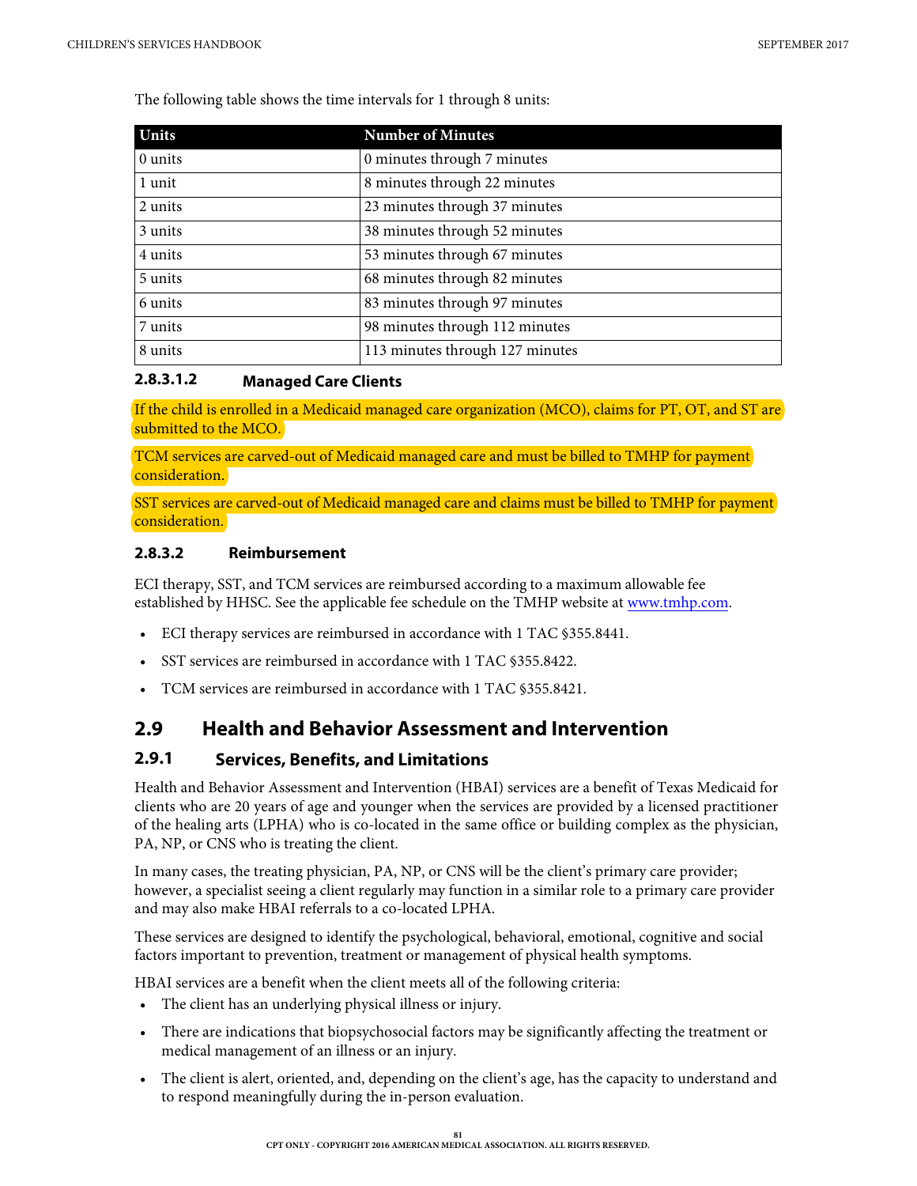The following table shows the time intervals for 1 through 8 units:

| Units | Number of Minutes |
|---|---|
| 0 units | 0 minutes through 7 minutes |
| 1 unit | 8 minutes through 22 minutes |
| 2 units | 23 minutes through 37 minutes |
| 3 units | 38 minutes through 52 minutes |
| 4 units | 53 minutes through 67 minutes |
| 5 units | 68 minutes through 82 minutes |
| 6 units | 83 minutes through 97 minutes |
| 7 units | 98 minutes through 112 minutes |
| 8 units | 113 minutes through 127 minutes |

#### 2.8.3.1.2 Managed Care Clients

If the child is enrolled in a Medicaid managed care organization (MCO), claims for PT, OT, and ST are submitted to the MCO.

TCM services are carved-out of Medicaid managed care and must be billed to TMHP for payment consideration.

SST services are carved-out of Medicaid managed care and claims must be billed to TMHP for payment consideration.

### 2.8.3.2 Reimbursement

ECI therapy, SST, and TCM services are reimbursed according to a maximum allowable fee established by HHSC. See the applicable fee schedule on the TMHP website at www.tmhp.com.

- ECI therapy services are reimbursed in accordance with 1 TAC §355.8441.
- SST services are reimbursed in accordance with 1 TAC §355.8422.
- TCM services are reimbursed in accordance with 1 TAC §355.8421.

## 2.9 Health and Behavior Assessment and Intervention

### 2.9.1 Services, Benefits, and Limitations

Health and Behavior Assessment and Intervention (HBAI) services are a benefit of Texas Medicaid for clients who are 20 years of age and younger when the services are provided by a licensed practitioner of the healing arts (LPHA) who is co-located in the same office or building complex as the physician, PA, NP, or CNS who is treating the client.

In many cases, the treating physician, PA, NP, or CNS will be the client's primary care provider; however, a specialist seeing a client regularly may function in a similar role to a primary care provider and may also make HBAI referrals to a co-located LPHA.

These services are designed to identify the psychological, behavioral, emotional, cognitive and social factors important to prevention, treatment or management of physical health symptoms.

HBAI services are a benefit when the client meets all of the following criteria:

- The client has an underlying physical illness or injury.
- There are indications that biopsychosocial factors may be significantly affecting the treatment or medical management of an illness or an injury.
- The client is alert, oriented, and, depending on the client's age, has the capacity to understand and to respond meaningfully during the in-person evaluation.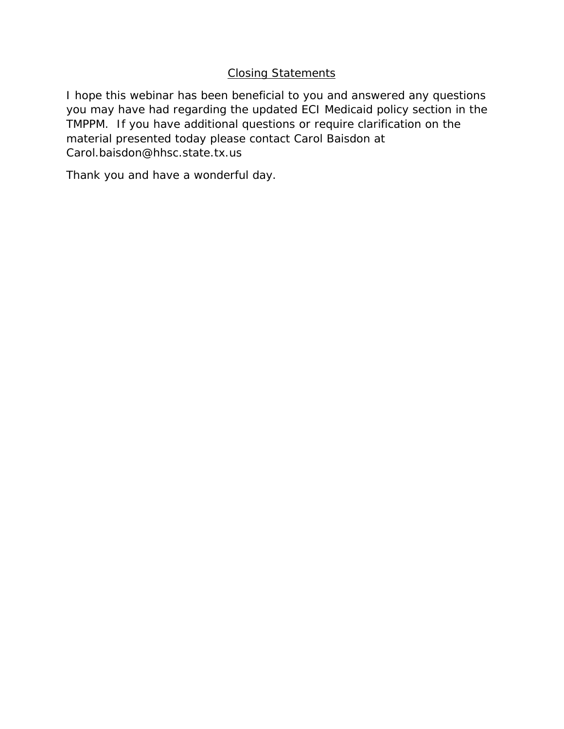## Closing Statements

I hope this webinar has been beneficial to you and answered any questions you may have had regarding the updated ECI Medicaid policy section in the TMPPM.  If you have additional questions or require clarification on the material presented today please contact Carol Baisdon at Carol.baisdon@hhsc.state.tx.us

Thank you and have a wonderful day.